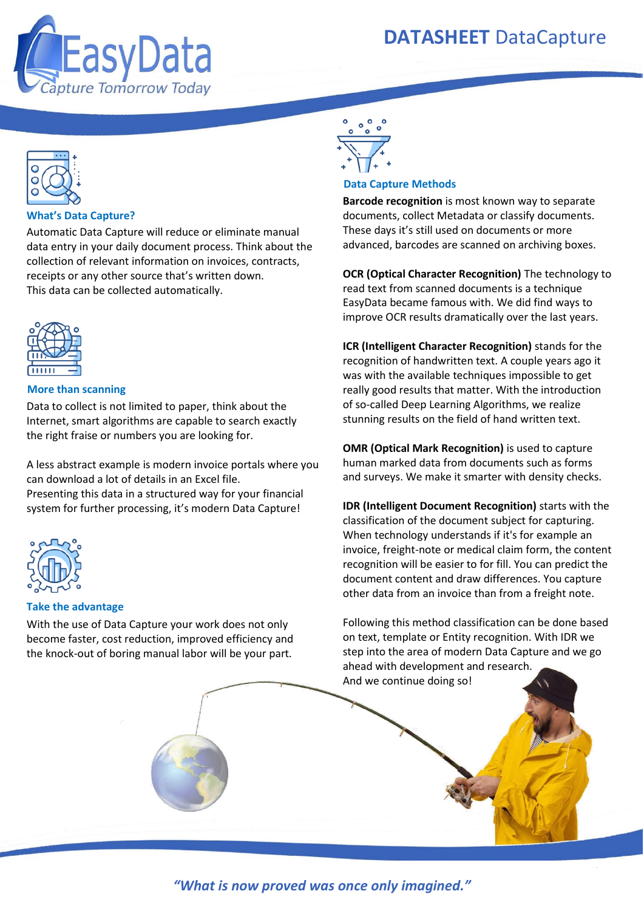EasyData
*Capture Tomorrow Today*

# DATASHEET DataCapture

## What's Data Capture?

Automatic Data Capture will reduce or eliminate manual data entry in your daily document process. Think about the collection of relevant information on invoices, contracts, receipts or any other source that's written down.
This data can be collected automatically.

## More than scanning

Data to collect is not limited to paper, think about the Internet, smart algorithms are capable to search exactly the right fraise or numbers you are looking for.

A less abstract example is modern invoice portals where you can download a lot of details in an Excel file.
Presenting this data in a structured way for your financial system for further processing, it's modern Data Capture!

## Take the advantage

With the use of Data Capture your work does not only become faster, cost reduction, improved efficiency and the knock-out of boring manual labor will be your part.

## Data Capture Methods

**Barcode recognition** is most known way to separate documents, collect Metadata or classify documents. These days it's still used on documents or more advanced, barcodes are scanned on archiving boxes.

**OCR (Optical Character Recognition)** The technology to read text from scanned documents is a technique EasyData became famous with. We did find ways to improve OCR results dramatically over the last years.

**ICR (Intelligent Character Recognition)** stands for the recognition of handwritten text. A couple years ago it was with the available techniques impossible to get really good results that matter. With the introduction of so-called Deep Learning Algorithms, we realize stunning results on the field of hand written text.

**OMR (Optical Mark Recognition)** is used to capture human marked data from documents such as forms and surveys. We make it smarter with density checks.

**IDR (Intelligent Document Recognition)** starts with the classification of the document subject for capturing. When technology understands if it's for example an invoice, freight-note or medical claim form, the content recognition will be easier to for fill. You can predict the document content and draw differences. You capture other data from an invoice than from a freight note.

Following this method classification can be done based on text, template or Entity recognition. With IDR we step into the area of modern Data Capture and we go ahead with development and research.
And we continue doing so!

***"What is now proved was once only imagined."***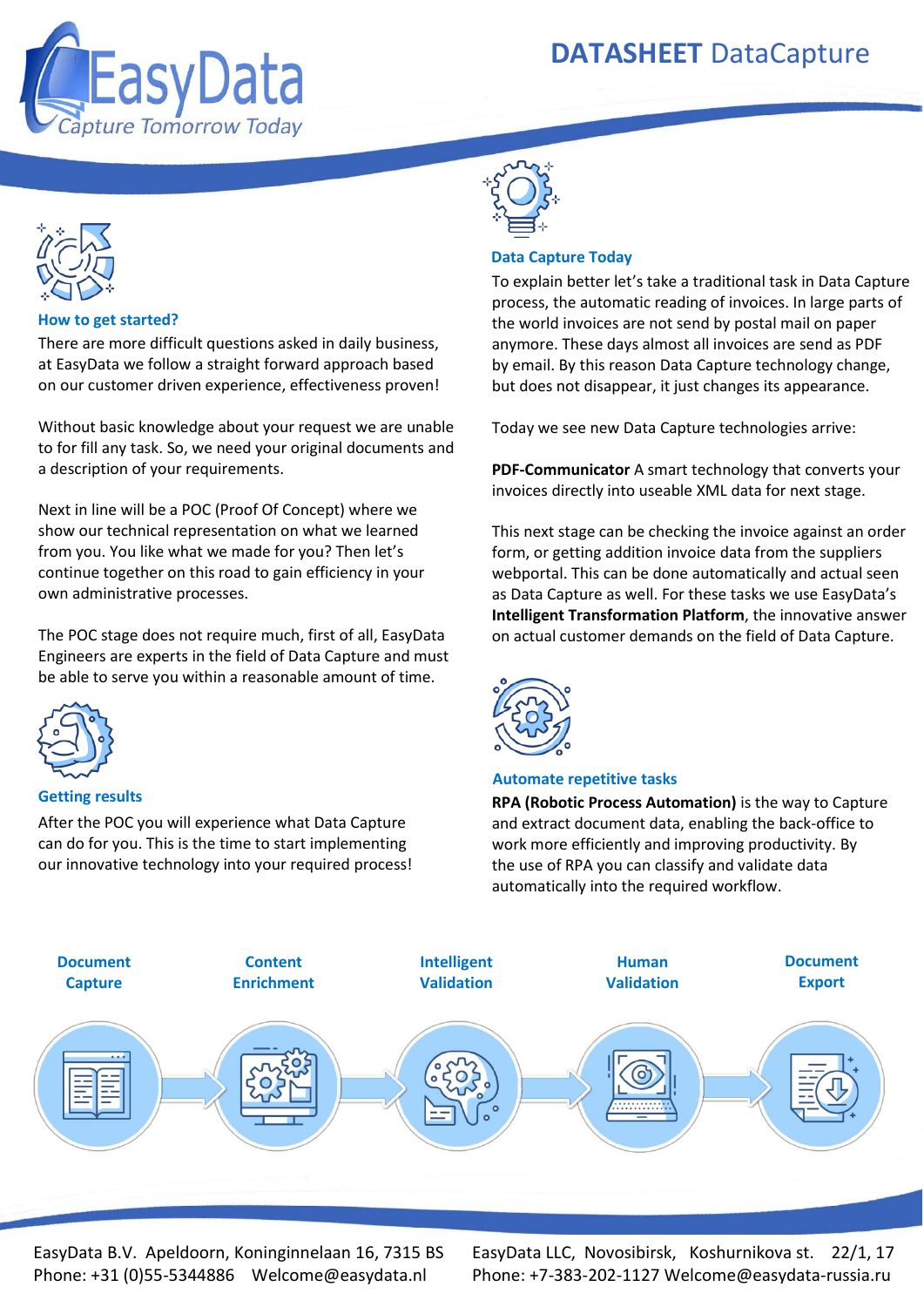# DATASHEET DataCapture

### How to get started?

There are more difficult questions asked in daily business, at EasyData we follow a straight forward approach based on our customer driven experience, effectiveness proven!

Without basic knowledge about your request we are unable to for fill any task. So, we need your original documents and a description of your requirements.

Next in line will be a POC (Proof Of Concept) where we show our technical representation on what we learned from you. You like what we made for you? Then let's continue together on this road to gain efficiency in your own administrative processes.

The POC stage does not require much, first of all, EasyData Engineers are experts in the field of Data Capture and must be able to serve you within a reasonable amount of time.

### Getting results

After the POC you will experience what Data Capture can do for you. This is the time to start implementing our innovative technology into your required process!

### Data Capture Today

To explain better let's take a traditional task in Data Capture process, the automatic reading of invoices. In large parts of the world invoices are not send by postal mail on paper anymore. These days almost all invoices are send as PDF by email. By this reason Data Capture technology change, but does not disappear, it just changes its appearance.

Today we see new Data Capture technologies arrive:

**PDF-Communicator** A smart technology that converts your invoices directly into useable XML data for next stage.

This next stage can be checking the invoice against an order form, or getting addition invoice data from the suppliers webportal. This can be done automatically and actual seen as Data Capture as well. For these tasks we use EasyData's **Intelligent Transformation Platform**, the innovative answer on actual customer demands on the field of Data Capture.

### Automate repetitive tasks

**RPA (Robotic Process Automation)** is the way to Capture and extract document data, enabling the back-office to work more efficiently and improving productivity. By the use of RPA you can classify and validate data automatically into the required workflow.

Document Capture → Content Enrichment → Intelligent Validation → Human Validation → Document Export

EasyData B.V. Apeldoorn, Koninginnelaan 16, 7315 BS
Phone: +31 (0)55-5344886 Welcome@easydata.nl

EasyData LLC, Novosibirsk, Koshurnikova st. 22/1, 17
Phone: +7-383-202-1127 Welcome@easydata-russia.ru